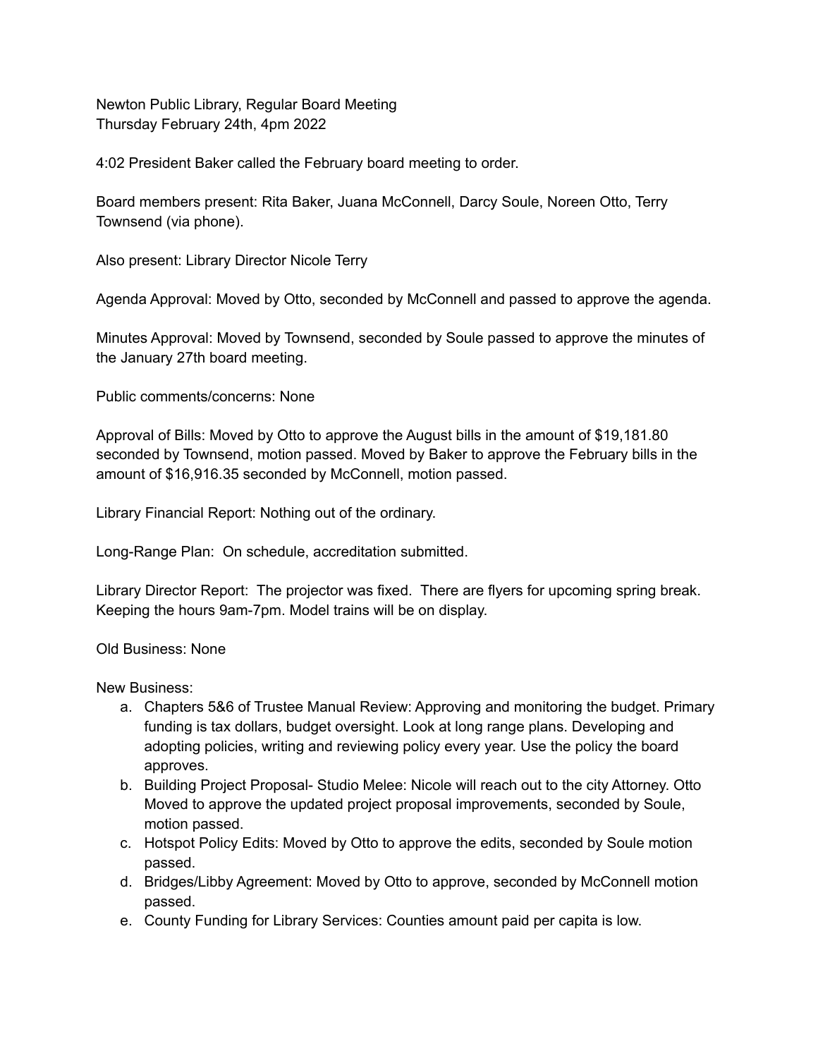Newton Public Library, Regular Board Meeting
Thursday February 24th, 4pm 2022

4:02 President Baker called the February board meeting to order.

Board members present: Rita Baker, Juana McConnell, Darcy Soule, Noreen Otto, Terry Townsend (via phone).

Also present: Library Director Nicole Terry

Agenda Approval: Moved by Otto, seconded by McConnell and passed to approve the agenda.

Minutes Approval: Moved by Townsend, seconded by Soule passed to approve the minutes of the January 27th board meeting.

Public comments/concerns: None

Approval of Bills: Moved by Otto to approve the August bills in the amount of $19,181.80 seconded by Townsend, motion passed. Moved by Baker to approve the February bills in the amount of $16,916.35 seconded by McConnell, motion passed.

Library Financial Report: Nothing out of the ordinary.

Long-Range Plan: On schedule, accreditation submitted.

Library Director Report: The projector was fixed. There are flyers for upcoming spring break. Keeping the hours 9am-7pm. Model trains will be on display.

Old Business: None

New Business:

a. Chapters 5&6 of Trustee Manual Review: Approving and monitoring the budget. Primary funding is tax dollars, budget oversight. Look at long range plans. Developing and adopting policies, writing and reviewing policy every year. Use the policy the board approves.
b. Building Project Proposal- Studio Melee: Nicole will reach out to the city Attorney. Otto Moved to approve the updated project proposal improvements, seconded by Soule, motion passed.
c. Hotspot Policy Edits: Moved by Otto to approve the edits, seconded by Soule motion passed.
d. Bridges/Libby Agreement: Moved by Otto to approve, seconded by McConnell motion passed.
e. County Funding for Library Services: Counties amount paid per capita is low.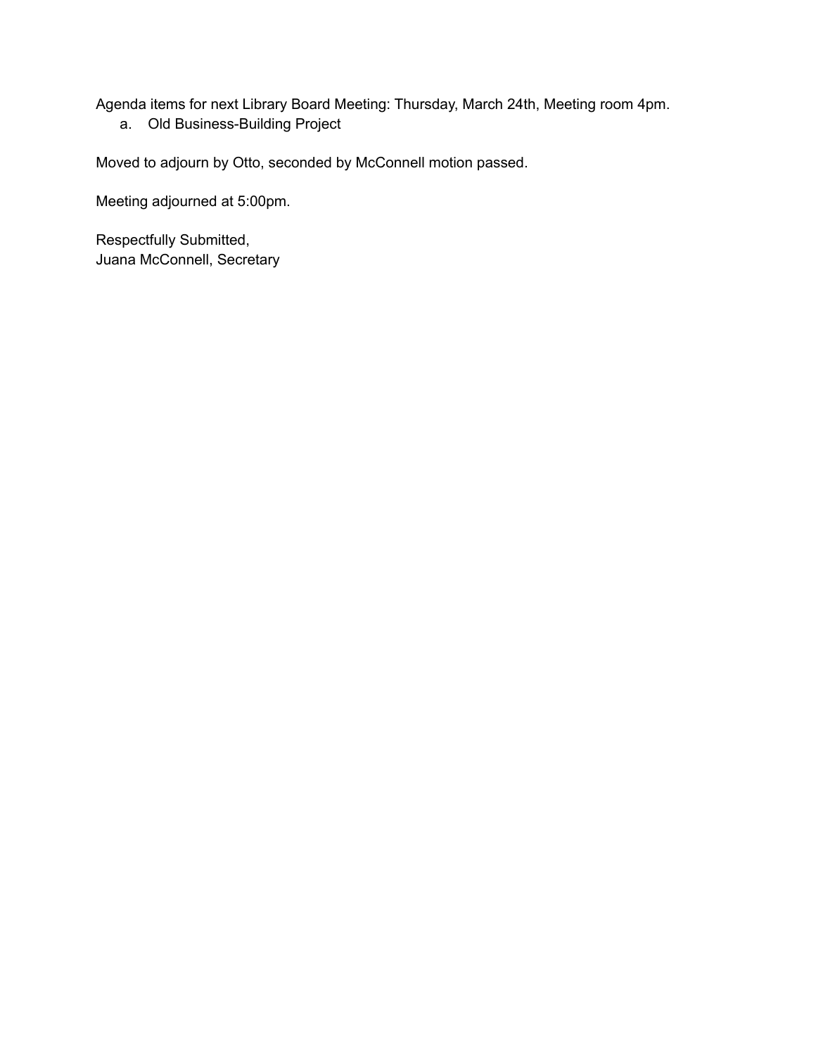Agenda items for next Library Board Meeting: Thursday, March 24th, Meeting room 4pm.

a. Old Business-Building Project

Moved to adjourn by Otto, seconded by McConnell motion passed.

Meeting adjourned at 5:00pm.

Respectfully Submitted,
Juana McConnell, Secretary